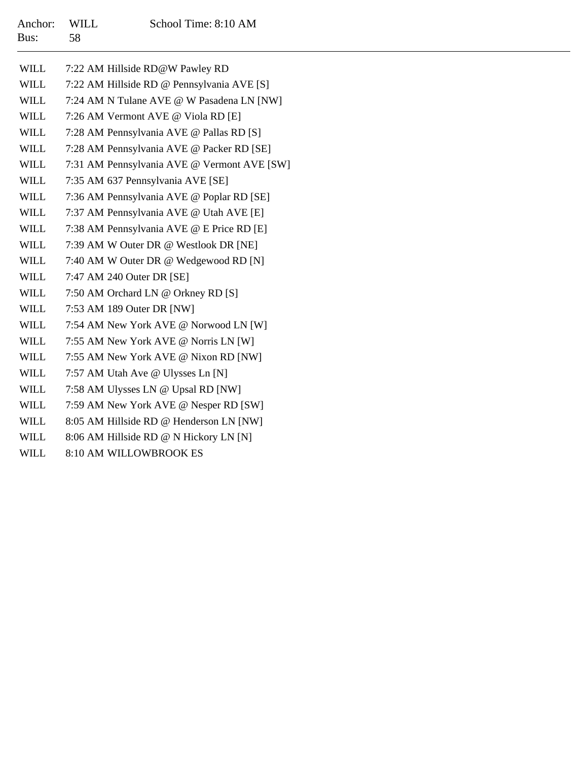Anchor: WILL School Time: 8:10 AM
Bus: 58

---

| | |
|---|---|
| WILL | 7:22 AM Hillside RD@W Pawley RD |
| WILL | 7:22 AM Hillside RD @ Pennsylvania AVE [S] |
| WILL | 7:24 AM N Tulane AVE @ W Pasadena LN [NW] |
| WILL | 7:26 AM Vermont AVE @ Viola RD [E] |
| WILL | 7:28 AM Pennsylvania AVE @ Pallas RD [S] |
| WILL | 7:28 AM Pennsylvania AVE @ Packer RD [SE] |
| WILL | 7:31 AM Pennsylvania AVE @ Vermont AVE [SW] |
| WILL | 7:35 AM 637 Pennsylvania AVE [SE] |
| WILL | 7:36 AM Pennsylvania AVE @ Poplar RD [SE] |
| WILL | 7:37 AM Pennsylvania AVE @ Utah AVE [E] |
| WILL | 7:38 AM Pennsylvania AVE @ E Price RD [E] |
| WILL | 7:39 AM W Outer DR @ Westlook DR [NE] |
| WILL | 7:40 AM W Outer DR @ Wedgewood RD [N] |
| WILL | 7:47 AM 240 Outer DR [SE] |
| WILL | 7:50 AM Orchard LN @ Orkney RD [S] |
| WILL | 7:53 AM 189 Outer DR [NW] |
| WILL | 7:54 AM New York AVE @ Norwood LN [W] |
| WILL | 7:55 AM New York AVE @ Norris LN [W] |
| WILL | 7:55 AM New York AVE @ Nixon RD [NW] |
| WILL | 7:57 AM Utah Ave @ Ulysses Ln [N] |
| WILL | 7:58 AM Ulysses LN @ Upsal RD [NW] |
| WILL | 7:59 AM New York AVE @ Nesper RD [SW] |
| WILL | 8:05 AM Hillside RD @ Henderson LN [NW] |
| WILL | 8:06 AM Hillside RD @ N Hickory LN [N] |
| WILL | 8:10 AM WILLOWBROOK ES |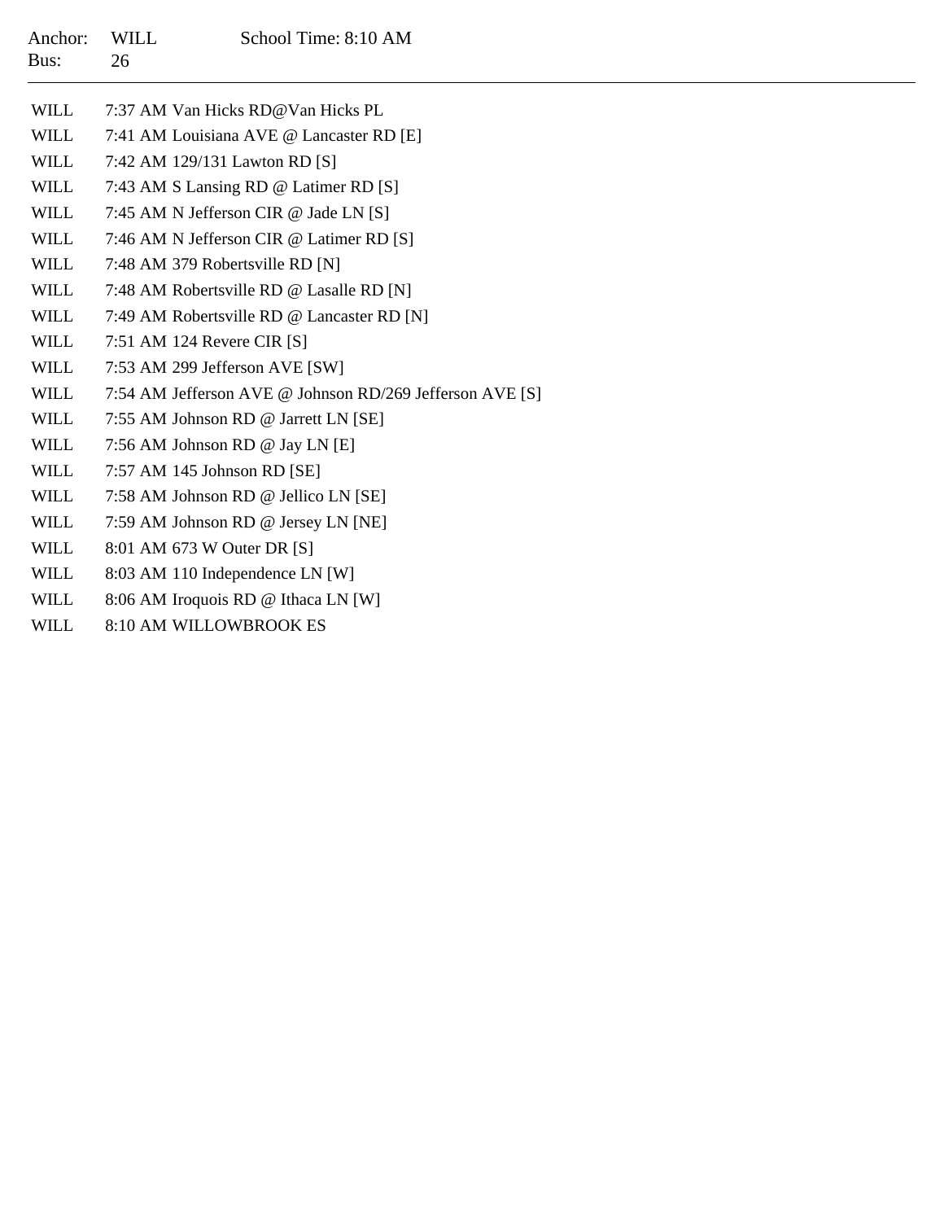Anchor: WILL    School Time: 8:10 AM
Bus: 26

---

| | | |
|---|---|---|
| WILL | 7:37 AM | Van Hicks RD@Van Hicks PL |
| WILL | 7:41 AM | Louisiana AVE @ Lancaster RD [E] |
| WILL | 7:42 AM | 129/131 Lawton RD [S] |
| WILL | 7:43 AM | S Lansing RD @ Latimer RD [S] |
| WILL | 7:45 AM | N Jefferson CIR @ Jade LN [S] |
| WILL | 7:46 AM | N Jefferson CIR @ Latimer RD [S] |
| WILL | 7:48 AM | 379 Robertsville RD [N] |
| WILL | 7:48 AM | Robertsville RD @ Lasalle RD [N] |
| WILL | 7:49 AM | Robertsville RD @ Lancaster RD [N] |
| WILL | 7:51 AM | 124 Revere CIR [S] |
| WILL | 7:53 AM | 299 Jefferson AVE [SW] |
| WILL | 7:54 AM | Jefferson AVE @ Johnson RD/269 Jefferson AVE [S] |
| WILL | 7:55 AM | Johnson RD @ Jarrett LN [SE] |
| WILL | 7:56 AM | Johnson RD @ Jay LN [E] |
| WILL | 7:57 AM | 145 Johnson RD [SE] |
| WILL | 7:58 AM | Johnson RD @ Jellico LN [SE] |
| WILL | 7:59 AM | Johnson RD @ Jersey LN [NE] |
| WILL | 8:01 AM | 673 W Outer DR [S] |
| WILL | 8:03 AM | 110 Independence LN [W] |
| WILL | 8:06 AM | Iroquois RD @ Ithaca LN [W] |
| WILL | 8:10 AM | WILLOWBROOK ES |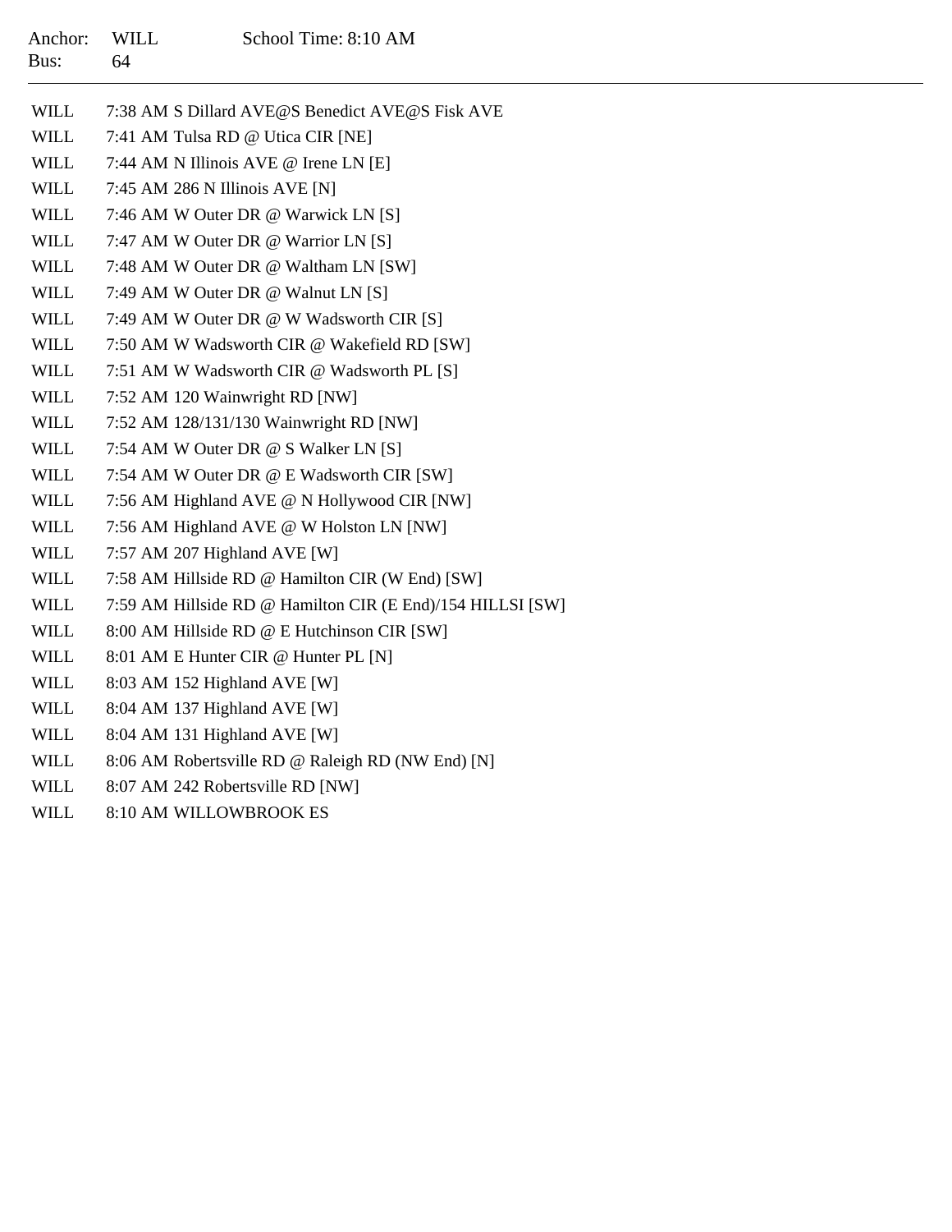Anchor: WILL School Time: 8:10 AM
Bus: 64

---

| | | |
|---|---|---|
| WILL | 7:38 AM | S Dillard AVE@S Benedict AVE@S Fisk AVE |
| WILL | 7:41 AM | Tulsa RD @ Utica CIR [NE] |
| WILL | 7:44 AM | N Illinois AVE @ Irene LN [E] |
| WILL | 7:45 AM | 286 N Illinois AVE [N] |
| WILL | 7:46 AM | W Outer DR @ Warwick LN [S] |
| WILL | 7:47 AM | W Outer DR @ Warrior LN [S] |
| WILL | 7:48 AM | W Outer DR @ Waltham LN [SW] |
| WILL | 7:49 AM | W Outer DR @ Walnut LN [S] |
| WILL | 7:49 AM | W Outer DR @ W Wadsworth CIR [S] |
| WILL | 7:50 AM | W Wadsworth CIR @ Wakefield RD [SW] |
| WILL | 7:51 AM | W Wadsworth CIR @ Wadsworth PL [S] |
| WILL | 7:52 AM | 120 Wainwright RD [NW] |
| WILL | 7:52 AM | 128/131/130 Wainwright RD [NW] |
| WILL | 7:54 AM | W Outer DR @ S Walker LN [S] |
| WILL | 7:54 AM | W Outer DR @ E Wadsworth CIR [SW] |
| WILL | 7:56 AM | Highland AVE @ N Hollywood CIR [NW] |
| WILL | 7:56 AM | Highland AVE @ W Holston LN [NW] |
| WILL | 7:57 AM | 207 Highland AVE [W] |
| WILL | 7:58 AM | Hillside RD @ Hamilton CIR (W End) [SW] |
| WILL | 7:59 AM | Hillside RD @ Hamilton CIR (E End)/154 HILLSI [SW] |
| WILL | 8:00 AM | Hillside RD @ E Hutchinson CIR [SW] |
| WILL | 8:01 AM | E Hunter CIR @ Hunter PL [N] |
| WILL | 8:03 AM | 152 Highland AVE [W] |
| WILL | 8:04 AM | 137 Highland AVE [W] |
| WILL | 8:04 AM | 131 Highland AVE [W] |
| WILL | 8:06 AM | Robertsville RD @ Raleigh RD (NW End) [N] |
| WILL | 8:07 AM | 242 Robertsville RD [NW] |
| WILL | 8:10 AM | WILLOWBROOK ES |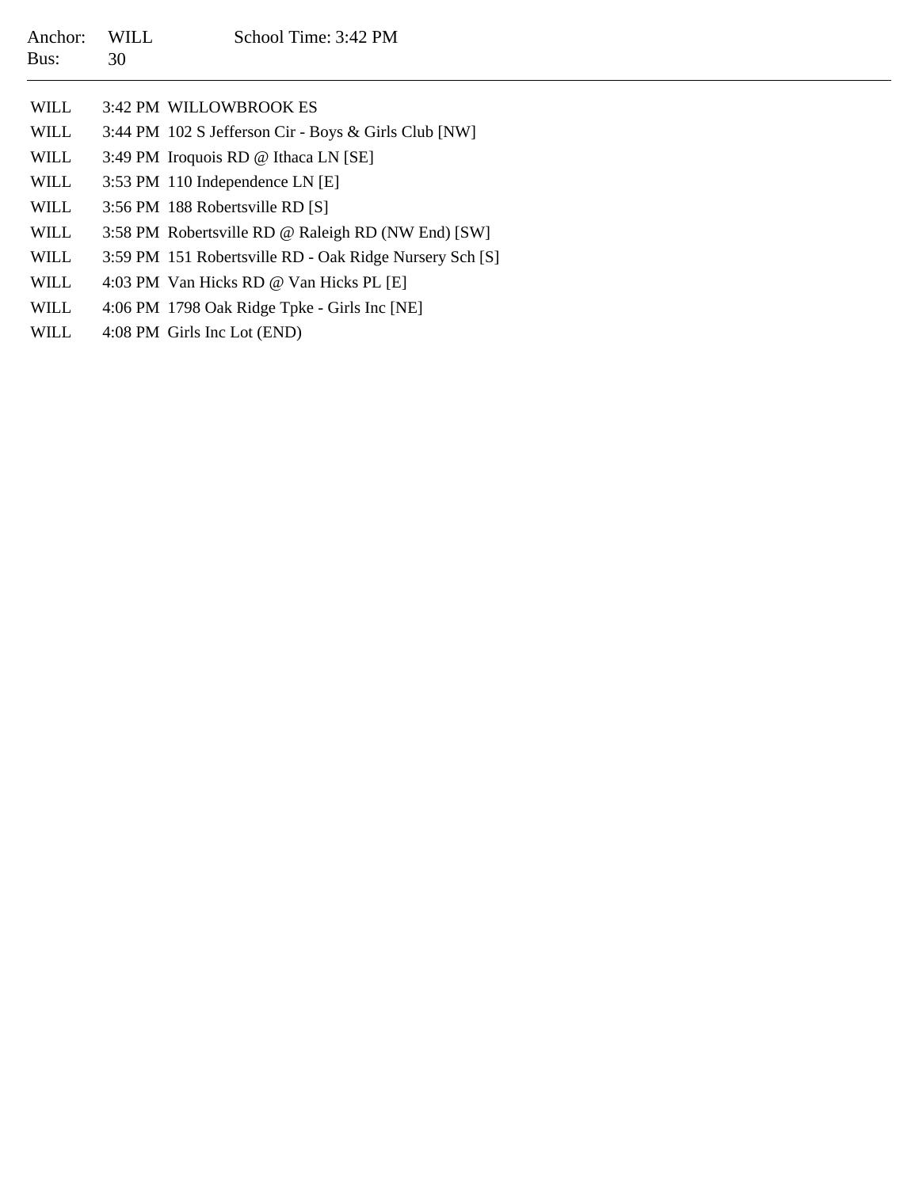Anchor: WILL School Time: 3:42 PM
Bus: 30

---

| | | |
|---|---|---|
| WILL | 3:42 PM | WILLOWBROOK ES |
| WILL | 3:44 PM | 102 S Jefferson Cir - Boys & Girls Club [NW] |
| WILL | 3:49 PM | Iroquois RD @ Ithaca LN [SE] |
| WILL | 3:53 PM | 110 Independence LN [E] |
| WILL | 3:56 PM | 188 Robertsville RD [S] |
| WILL | 3:58 PM | Robertsville RD @ Raleigh RD (NW End) [SW] |
| WILL | 3:59 PM | 151 Robertsville RD - Oak Ridge Nursery Sch [S] |
| WILL | 4:03 PM | Van Hicks RD @ Van Hicks PL [E] |
| WILL | 4:06 PM | 1798 Oak Ridge Tpke - Girls Inc [NE] |
| WILL | 4:08 PM | Girls Inc Lot (END) |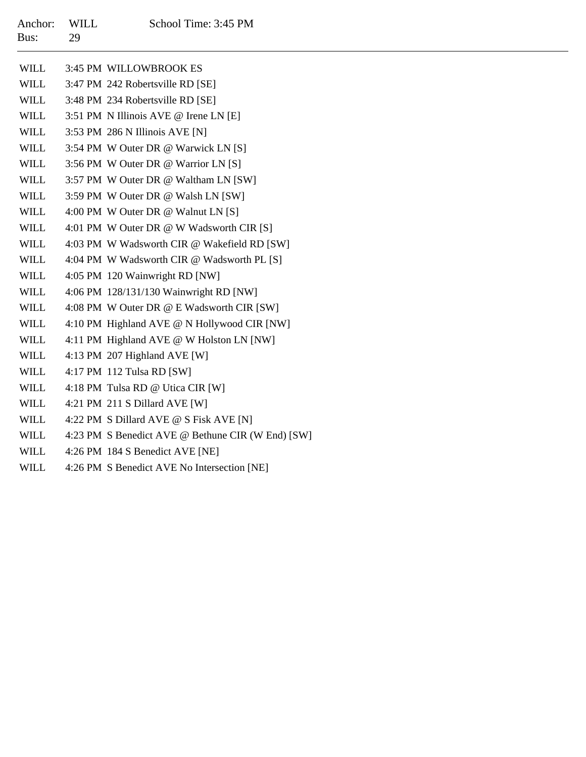Anchor: WILL School Time: 3:45 PM
Bus: 29

---

| | | |
|---|---|---|
| WILL | 3:45 PM | WILLOWBROOK ES |
| WILL | 3:47 PM | 242 Robertsville RD [SE] |
| WILL | 3:48 PM | 234 Robertsville RD [SE] |
| WILL | 3:51 PM | N Illinois AVE @ Irene LN [E] |
| WILL | 3:53 PM | 286 N Illinois AVE [N] |
| WILL | 3:54 PM | W Outer DR @ Warwick LN [S] |
| WILL | 3:56 PM | W Outer DR @ Warrior LN [S] |
| WILL | 3:57 PM | W Outer DR @ Waltham LN [SW] |
| WILL | 3:59 PM | W Outer DR @ Walsh LN [SW] |
| WILL | 4:00 PM | W Outer DR @ Walnut LN [S] |
| WILL | 4:01 PM | W Outer DR @ W Wadsworth CIR [S] |
| WILL | 4:03 PM | W Wadsworth CIR @ Wakefield RD [SW] |
| WILL | 4:04 PM | W Wadsworth CIR @ Wadsworth PL [S] |
| WILL | 4:05 PM | 120 Wainwright RD [NW] |
| WILL | 4:06 PM | 128/131/130 Wainwright RD [NW] |
| WILL | 4:08 PM | W Outer DR @ E Wadsworth CIR [SW] |
| WILL | 4:10 PM | Highland AVE @ N Hollywood CIR [NW] |
| WILL | 4:11 PM | Highland AVE @ W Holston LN [NW] |
| WILL | 4:13 PM | 207 Highland AVE [W] |
| WILL | 4:17 PM | 112 Tulsa RD [SW] |
| WILL | 4:18 PM | Tulsa RD @ Utica CIR [W] |
| WILL | 4:21 PM | 211 S Dillard AVE [W] |
| WILL | 4:22 PM | S Dillard AVE @ S Fisk AVE [N] |
| WILL | 4:23 PM | S Benedict AVE @ Bethune CIR (W End) [SW] |
| WILL | 4:26 PM | 184 S Benedict AVE [NE] |
| WILL | 4:26 PM | S Benedict AVE No Intersection [NE] |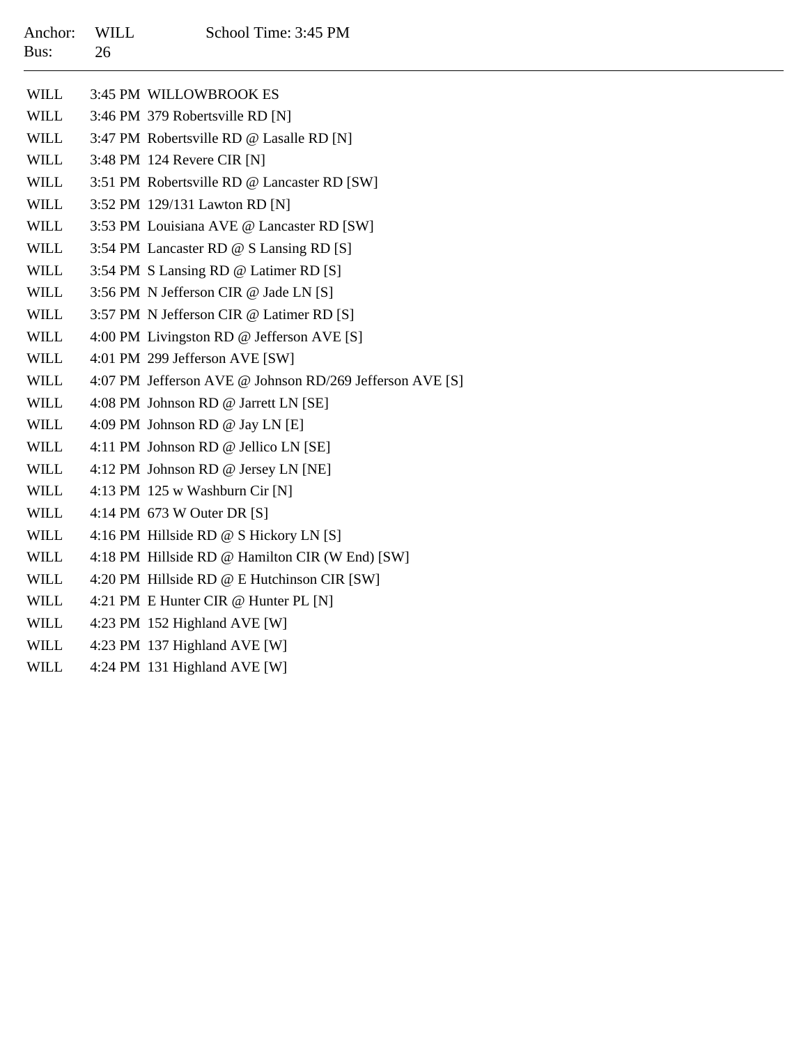Anchor: WILL School Time: 3:45 PM
Bus: 26

---

| | | |
|---|---|---|
| WILL | 3:45 PM | WILLOWBROOK ES |
| WILL | 3:46 PM | 379 Robertsville RD [N] |
| WILL | 3:47 PM | Robertsville RD @ Lasalle RD [N] |
| WILL | 3:48 PM | 124 Revere CIR [N] |
| WILL | 3:51 PM | Robertsville RD @ Lancaster RD [SW] |
| WILL | 3:52 PM | 129/131 Lawton RD [N] |
| WILL | 3:53 PM | Louisiana AVE @ Lancaster RD [SW] |
| WILL | 3:54 PM | Lancaster RD @ S Lansing RD [S] |
| WILL | 3:54 PM | S Lansing RD @ Latimer RD [S] |
| WILL | 3:56 PM | N Jefferson CIR @ Jade LN [S] |
| WILL | 3:57 PM | N Jefferson CIR @ Latimer RD [S] |
| WILL | 4:00 PM | Livingston RD @ Jefferson AVE [S] |
| WILL | 4:01 PM | 299 Jefferson AVE [SW] |
| WILL | 4:07 PM | Jefferson AVE @ Johnson RD/269 Jefferson AVE [S] |
| WILL | 4:08 PM | Johnson RD @ Jarrett LN [SE] |
| WILL | 4:09 PM | Johnson RD @ Jay LN [E] |
| WILL | 4:11 PM | Johnson RD @ Jellico LN [SE] |
| WILL | 4:12 PM | Johnson RD @ Jersey LN [NE] |
| WILL | 4:13 PM | 125 w Washburn Cir [N] |
| WILL | 4:14 PM | 673 W Outer DR [S] |
| WILL | 4:16 PM | Hillside RD @ S Hickory LN [S] |
| WILL | 4:18 PM | Hillside RD @ Hamilton CIR (W End) [SW] |
| WILL | 4:20 PM | Hillside RD @ E Hutchinson CIR [SW] |
| WILL | 4:21 PM | E Hunter CIR @ Hunter PL [N] |
| WILL | 4:23 PM | 152 Highland AVE [W] |
| WILL | 4:23 PM | 137 Highland AVE [W] |
| WILL | 4:24 PM | 131 Highland AVE [W] |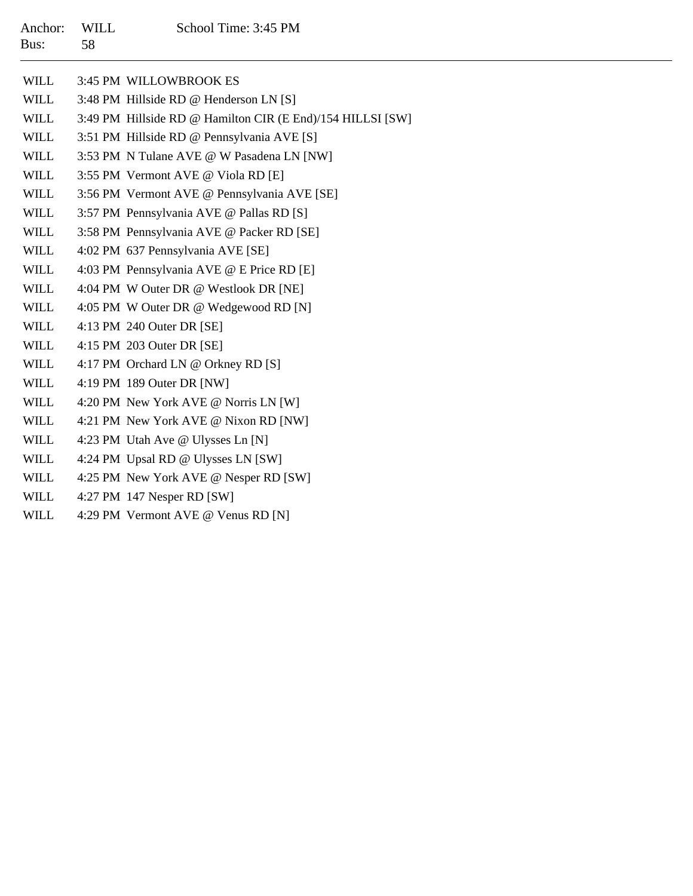Anchor: WILL    School Time: 3:45 PM
Bus: 58

---

| | | |
|---|---|---|
| WILL | 3:45 PM | WILLOWBROOK ES |
| WILL | 3:48 PM | Hillside RD @ Henderson LN [S] |
| WILL | 3:49 PM | Hillside RD @ Hamilton CIR (E End)/154 HILLSI [SW] |
| WILL | 3:51 PM | Hillside RD @ Pennsylvania AVE [S] |
| WILL | 3:53 PM | N Tulane AVE @ W Pasadena LN [NW] |
| WILL | 3:55 PM | Vermont AVE @ Viola RD [E] |
| WILL | 3:56 PM | Vermont AVE @ Pennsylvania AVE [SE] |
| WILL | 3:57 PM | Pennsylvania AVE @ Pallas RD [S] |
| WILL | 3:58 PM | Pennsylvania AVE @ Packer RD [SE] |
| WILL | 4:02 PM | 637 Pennsylvania AVE [SE] |
| WILL | 4:03 PM | Pennsylvania AVE @ E Price RD [E] |
| WILL | 4:04 PM | W Outer DR @ Westlook DR [NE] |
| WILL | 4:05 PM | W Outer DR @ Wedgewood RD [N] |
| WILL | 4:13 PM | 240 Outer DR [SE] |
| WILL | 4:15 PM | 203 Outer DR [SE] |
| WILL | 4:17 PM | Orchard LN @ Orkney RD [S] |
| WILL | 4:19 PM | 189 Outer DR [NW] |
| WILL | 4:20 PM | New York AVE @ Norris LN [W] |
| WILL | 4:21 PM | New York AVE @ Nixon RD [NW] |
| WILL | 4:23 PM | Utah Ave @ Ulysses Ln [N] |
| WILL | 4:24 PM | Upsal RD @ Ulysses LN [SW] |
| WILL | 4:25 PM | New York AVE @ Nesper RD [SW] |
| WILL | 4:27 PM | 147 Nesper RD [SW] |
| WILL | 4:29 PM | Vermont AVE @ Venus RD [N] |